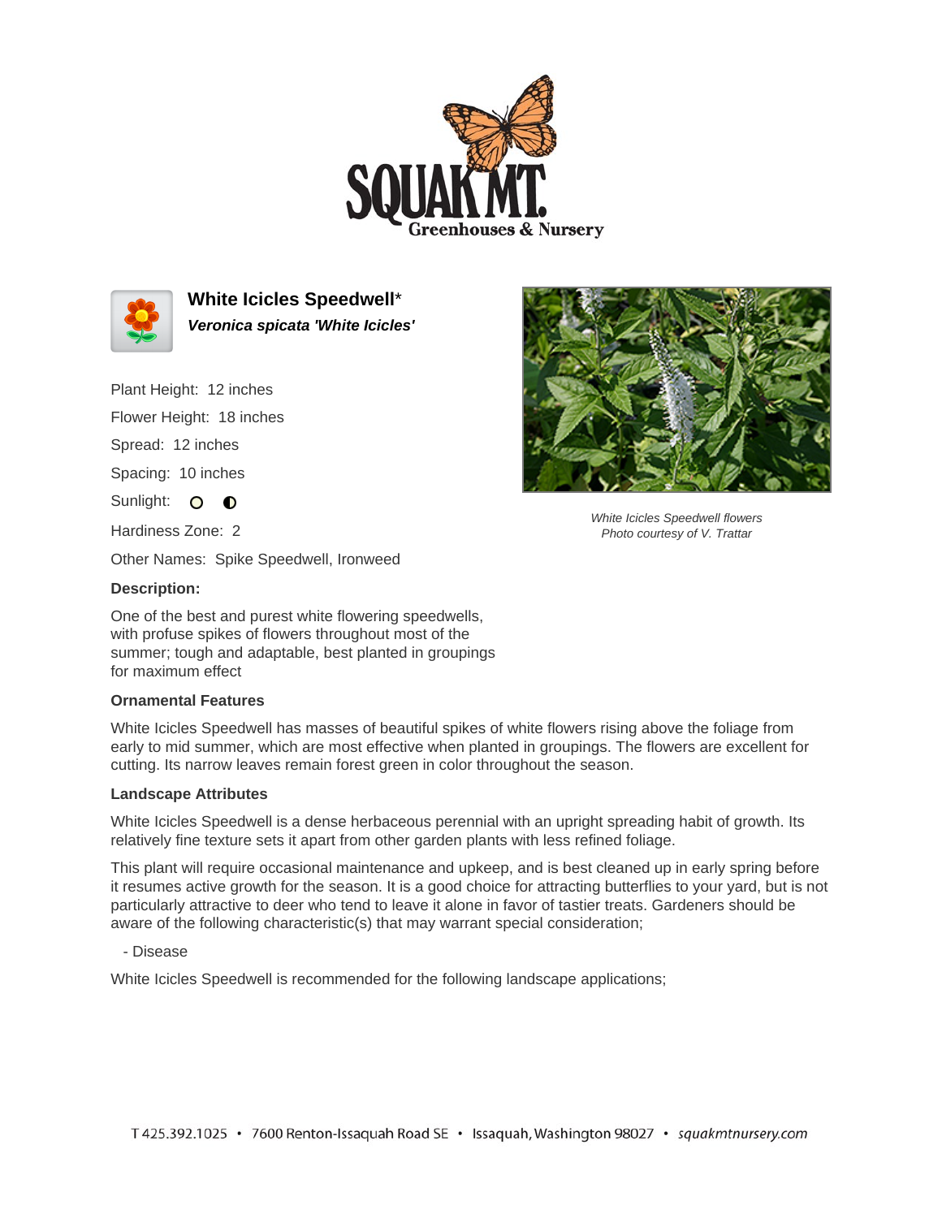# White Icicles Speedwell*

***Veronica spicata 'White Icicles'***

Plant Height: 12 inches

Flower Height: 18 inches

Spread: 12 inches

Spacing: 10 inches

Sunlight: ○ ◐

Hardiness Zone: 2

Other Names: Spike Speedwell, Ironweed

*White Icicles Speedwell flowers*
*Photo courtesy of V. Trattar*

**Description:**

One of the best and purest white flowering speedwells, with profuse spikes of flowers throughout most of the summer; tough and adaptable, best planted in groupings for maximum effect

**Ornamental Features**

White Icicles Speedwell has masses of beautiful spikes of white flowers rising above the foliage from early to mid summer, which are most effective when planted in groupings. The flowers are excellent for cutting. Its narrow leaves remain forest green in color throughout the season.

**Landscape Attributes**

White Icicles Speedwell is a dense herbaceous perennial with an upright spreading habit of growth. Its relatively fine texture sets it apart from other garden plants with less refined foliage.

This plant will require occasional maintenance and upkeep, and is best cleaned up in early spring before it resumes active growth for the season. It is a good choice for attracting butterflies to your yard, but is not particularly attractive to deer who tend to leave it alone in favor of tastier treats. Gardeners should be aware of the following characteristic(s) that may warrant special consideration;

- Disease

White Icicles Speedwell is recommended for the following landscape applications;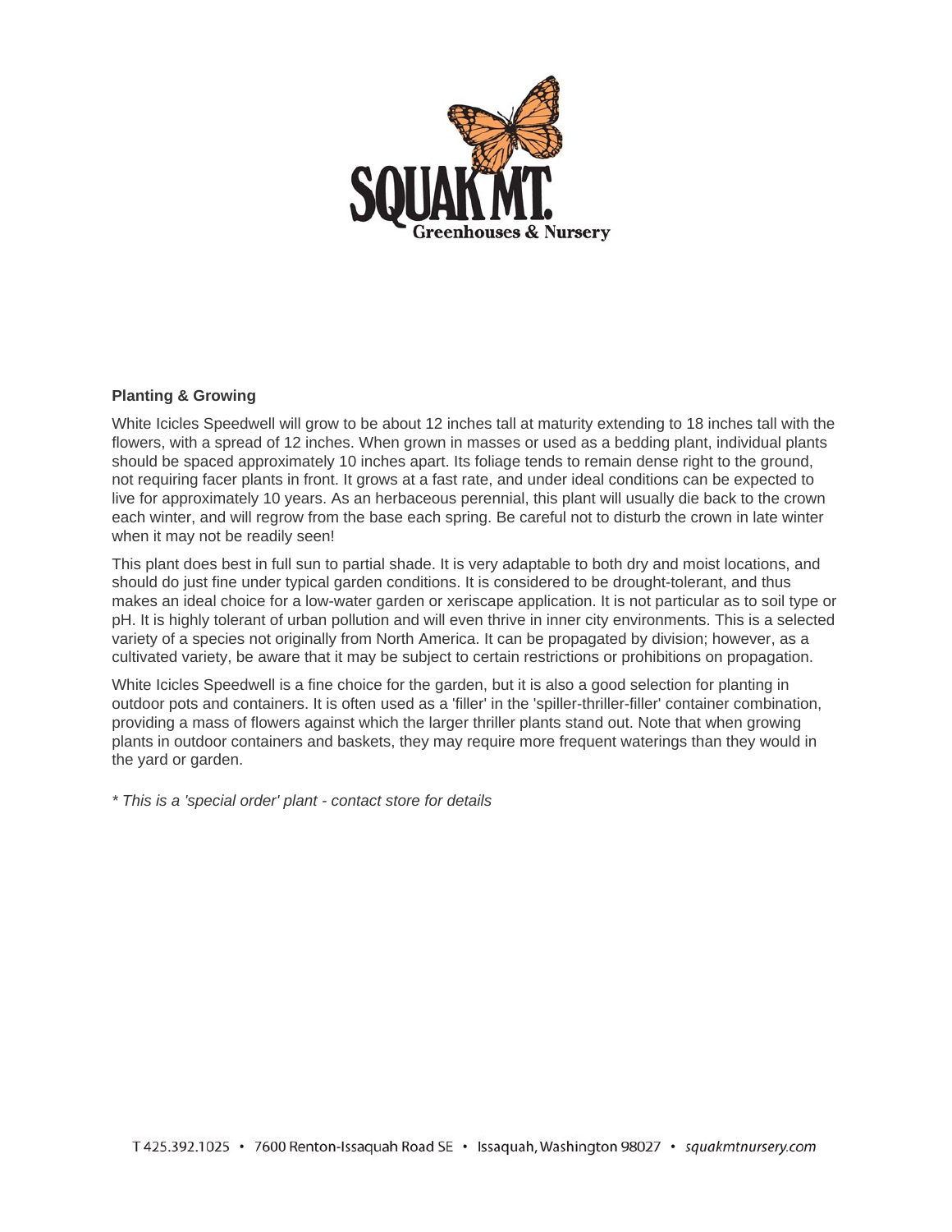**Planting & Growing**

White Icicles Speedwell will grow to be about 12 inches tall at maturity extending to 18 inches tall with the flowers, with a spread of 12 inches. When grown in masses or used as a bedding plant, individual plants should be spaced approximately 10 inches apart. Its foliage tends to remain dense right to the ground, not requiring facer plants in front. It grows at a fast rate, and under ideal conditions can be expected to live for approximately 10 years. As an herbaceous perennial, this plant will usually die back to the crown each winter, and will regrow from the base each spring. Be careful not to disturb the crown in late winter when it may not be readily seen!

This plant does best in full sun to partial shade. It is very adaptable to both dry and moist locations, and should do just fine under typical garden conditions. It is considered to be drought-tolerant, and thus makes an ideal choice for a low-water garden or xeriscape application. It is not particular as to soil type or pH. It is highly tolerant of urban pollution and will even thrive in inner city environments. This is a selected variety of a species not originally from North America. It can be propagated by division; however, as a cultivated variety, be aware that it may be subject to certain restrictions or prohibitions on propagation.

White Icicles Speedwell is a fine choice for the garden, but it is also a good selection for planting in outdoor pots and containers. It is often used as a 'filler' in the 'spiller-thriller-filler' container combination, providing a mass of flowers against which the larger thriller plants stand out. Note that when growing plants in outdoor containers and baskets, they may require more frequent waterings than they would in the yard or garden.

*\* This is a 'special order' plant - contact store for details*